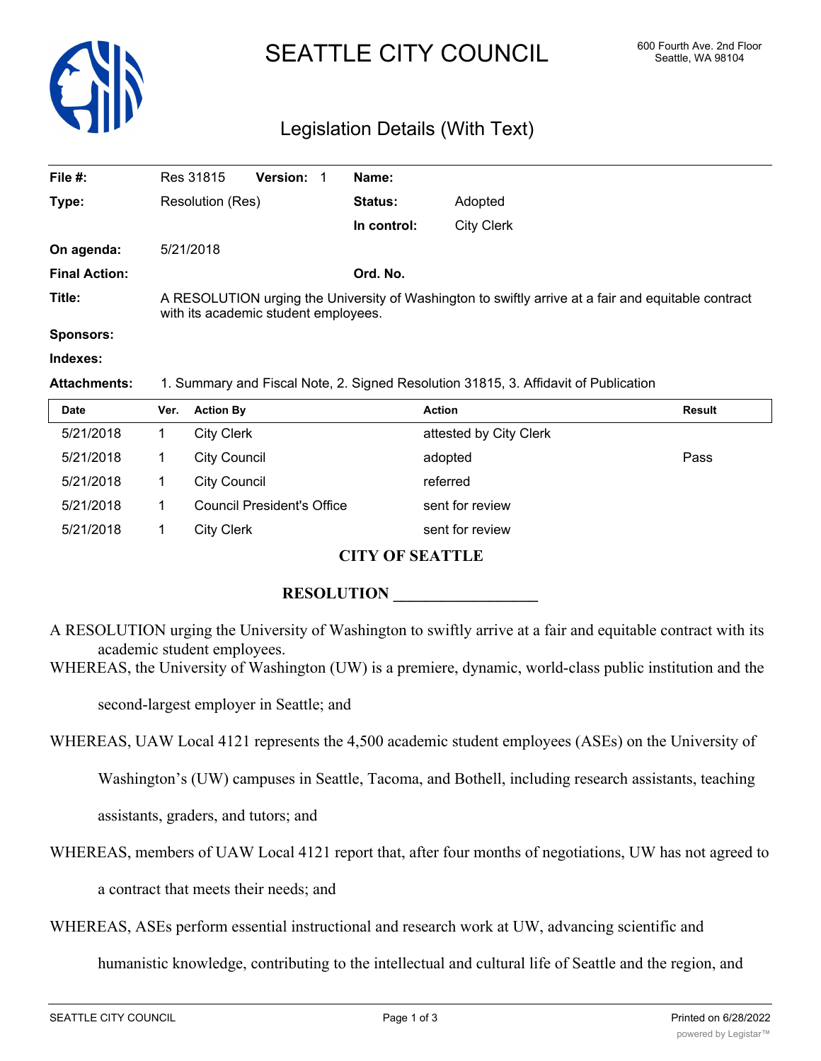# SEATTLE CITY COUNCIL

600 Fourth Ave. 2nd Floor
Seattle, WA 98104

## Legislation Details (With Text)

| | | | |
|---|---|---|---|
| **File #:** | Res 31815 **Version:** 1 | **Name:** | |
| **Type:** | Resolution (Res) | **Status:** | Adopted |
| | | **In control:** | City Clerk |
| **On agenda:** | 5/21/2018 | | |
| **Final Action:** | | **Ord. No.** | |
| **Title:** | A RESOLUTION urging the University of Washington to swiftly arrive at a fair and equitable contract with its academic student employees. | | |
| **Sponsors:** | | | |
| **Indexes:** | | | |
| **Attachments:** | 1. Summary and Fiscal Note, 2. Signed Resolution 31815, 3. Affidavit of Publication | | |

| Date | Ver. | Action By | Action | Result |
|---|---|---|---|---|
| 5/21/2018 | 1 | City Clerk | attested by City Clerk | |
| 5/21/2018 | 1 | City Council | adopted | Pass |
| 5/21/2018 | 1 | City Council | referred | |
| 5/21/2018 | 1 | Council President's Office | sent for review | |
| 5/21/2018 | 1 | City Clerk | sent for review | |

**CITY OF SEATTLE**

**RESOLUTION __________________**

A RESOLUTION urging the University of Washington to swiftly arrive at a fair and equitable contract with its academic student employees.

WHEREAS, the University of Washington (UW) is a premiere, dynamic, world-class public institution and the second-largest employer in Seattle; and

WHEREAS, UAW Local 4121 represents the 4,500 academic student employees (ASEs) on the University of Washington's (UW) campuses in Seattle, Tacoma, and Bothell, including research assistants, teaching assistants, graders, and tutors; and

WHEREAS, members of UAW Local 4121 report that, after four months of negotiations, UW has not agreed to a contract that meets their needs; and

WHEREAS, ASEs perform essential instructional and research work at UW, advancing scientific and humanistic knowledge, contributing to the intellectual and cultural life of Seattle and the region, and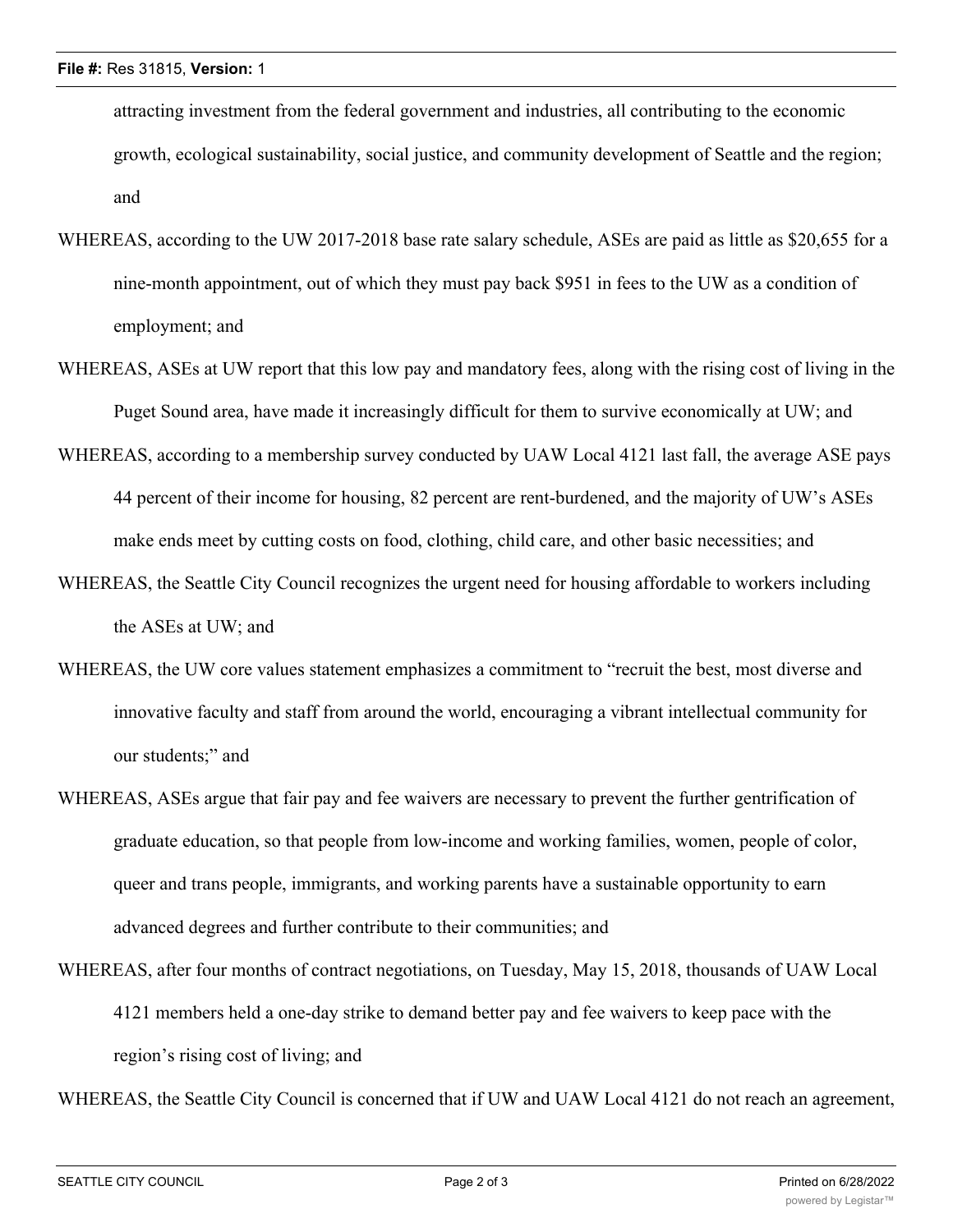attracting investment from the federal government and industries, all contributing to the economic growth, ecological sustainability, social justice, and community development of Seattle and the region; and

WHEREAS, according to the UW 2017-2018 base rate salary schedule, ASEs are paid as little as $20,655 for a nine-month appointment, out of which they must pay back $951 in fees to the UW as a condition of employment; and

WHEREAS, ASEs at UW report that this low pay and mandatory fees, along with the rising cost of living in the Puget Sound area, have made it increasingly difficult for them to survive economically at UW; and

WHEREAS, according to a membership survey conducted by UAW Local 4121 last fall, the average ASE pays 44 percent of their income for housing, 82 percent are rent-burdened, and the majority of UW's ASEs make ends meet by cutting costs on food, clothing, child care, and other basic necessities; and

WHEREAS, the Seattle City Council recognizes the urgent need for housing affordable to workers including the ASEs at UW; and

WHEREAS, the UW core values statement emphasizes a commitment to "recruit the best, most diverse and innovative faculty and staff from around the world, encouraging a vibrant intellectual community for our students;" and

WHEREAS, ASEs argue that fair pay and fee waivers are necessary to prevent the further gentrification of graduate education, so that people from low-income and working families, women, people of color, queer and trans people, immigrants, and working parents have a sustainable opportunity to earn advanced degrees and further contribute to their communities; and

WHEREAS, after four months of contract negotiations, on Tuesday, May 15, 2018, thousands of UAW Local 4121 members held a one-day strike to demand better pay and fee waivers to keep pace with the region's rising cost of living; and

WHEREAS, the Seattle City Council is concerned that if UW and UAW Local 4121 do not reach an agreement,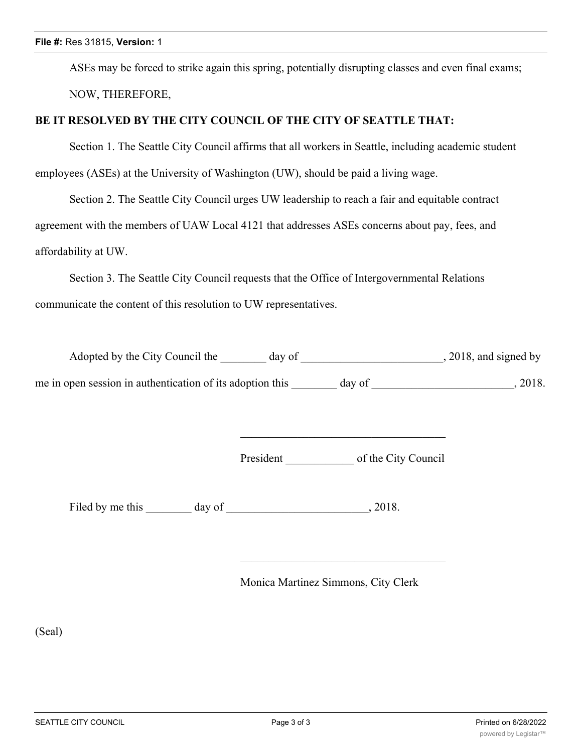ASEs may be forced to strike again this spring, potentially disrupting classes and even final exams;

NOW, THEREFORE,

**BE IT RESOLVED BY THE CITY COUNCIL OF THE CITY OF SEATTLE THAT:**

Section 1. The Seattle City Council affirms that all workers in Seattle, including academic student employees (ASEs) at the University of Washington (UW), should be paid a living wage.

Section 2. The Seattle City Council urges UW leadership to reach a fair and equitable contract agreement with the members of UAW Local 4121 that addresses ASEs concerns about pay, fees, and affordability at UW.

Section 3. The Seattle City Council requests that the Office of Intergovernmental Relations communicate the content of this resolution to UW representatives.

Adopted by the City Council the ________ day of _________________________, 2018, and signed by me in open session in authentication of its adoption this ________ day of _________________________, 2018.

____________________________________

President ____________ of the City Council

Filed by me this ________ day of _________________________, 2018.

____________________________________

Monica Martinez Simmons, City Clerk

(Seal)